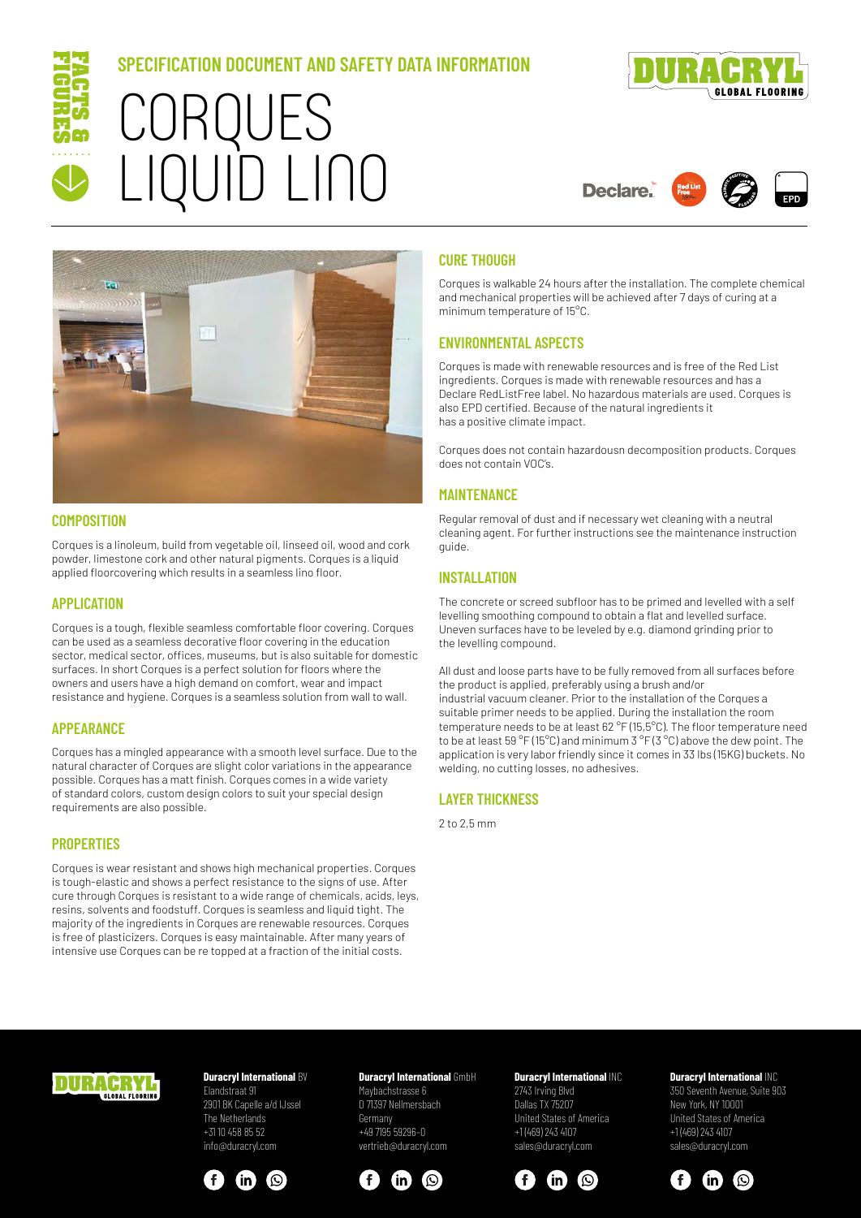FACTS & FIGURES

## SPECIFICATION DOCUMENT AND SAFETY DATA INFORMATION

# CORQUES LIQUID LINO

DURACRYL GLOBAL FLOORING

Declare. Red List Free EPD

## COMPOSITION

Corques is a linoleum, build from vegetable oil, linseed oil, wood and cork powder, limestone cork and other natural pigments. Corques is a liquid applied floorcovering which results in a seamless lino floor.

## APPLICATION

Corques is a tough, flexible seamless comfortable floor covering. Corques can be used as a seamless decorative floor covering in the education sector, medical sector, offices, museums, but is also suitable for domestic surfaces. In short Corques is a perfect solution for floors where the owners and users have a high demand on comfort, wear and impact resistance and hygiene. Corques is a seamless solution from wall to wall.

## APPEARANCE

Corques has a mingled appearance with a smooth level surface. Due to the natural character of Corques are slight color variations in the appearance possible. Corques has a matt finish. Corques comes in a wide variety of standard colors, custom design colors to suit your special design requirements are also possible.

## PROPERTIES

Corques is wear resistant and shows high mechanical properties. Corques is tough-elastic and shows a perfect resistance to the signs of use. After cure through Corques is resistant to a wide range of chemicals, acids, leys, resins, solvents and foodstuff. Corques is seamless and liquid tight. The majority of the ingredients in Corques are renewable resources. Corques is free of plasticizers. Corques is easy maintainable. After many years of intensive use Corques can be re topped at a fraction of the initial costs.

## CURE THOUGH

Corques is walkable 24 hours after the installation. The complete chemical and mechanical properties will be achieved after 7 days of curing at a minimum temperature of 15°C.

## ENVIRONMENTAL ASPECTS

Corques is made with renewable resources and is free of the Red List ingredients. Corques is made with renewable resources and has a Declare RedListFree label. No hazardous materials are used. Corques is also EPD certified. Because of the natural ingredients it has a positive climate impact.

Corques does not contain hazardousn decomposition products. Corques does not contain VOC's.

## MAINTENANCE

Regular removal of dust and if necessary wet cleaning with a neutral cleaning agent. For further instructions see the maintenance instruction guide.

## INSTALLATION

The concrete or screed subfloor has to be primed and levelled with a self levelling smoothing compound to obtain a flat and levelled surface. Uneven surfaces have to be leveled by e.g. diamond grinding prior to the levelling compound.

All dust and loose parts have to be fully removed from all surfaces before the product is applied, preferably using a brush and/or industrial vacuum cleaner. Prior to the installation of the Corques a suitable primer needs to be applied. During the installation the room temperature needs to be at least 62 °F (15,5°C). The floor temperature need to be at least 59 °F (15°C) and minimum 3 °F (3 °C) above the dew point. The application is very labor friendly since it comes in 33 lbs (15KG) buckets. No welding, no cutting losses, no adhesives.

## LAYER THICKNESS

2 to 2,5 mm

**Duracryl International** BV
Elandstraat 91
2901 BK Capelle a/d IJssel
The Netherlands
+31 10 458 85 52
info@duracryl.com

**Duracryl International** GmbH
Maybachstrasse 6
D 71397 Nellmersbach
Germany
+49 7195 59296-0
vertrieb@duracryl.com

**Duracryl International** INC
2743 Irving Blvd
Dallas TX 75207
United States of America
+1 (469) 243 4107
sales@duracryl.com

**Duracryl International** INC
350 Seventh Avenue, Suite 903
New York, NY 10001
United States of America
+1 (469) 243 4107
sales@duracryl.com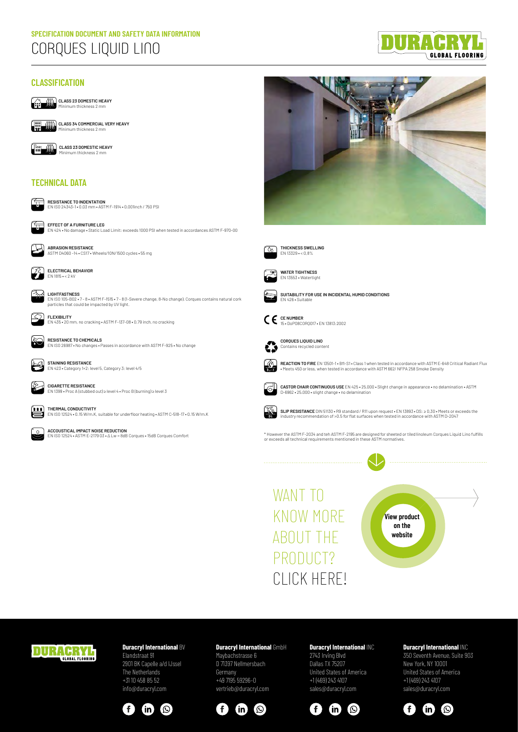## SPECIFICATION DOCUMENT AND SAFETY DATA INFORMATION

# CORQUES LIQUID LINO

DURACRYL GLOBAL FLOORING

## CLASSIFICATION

CLASS 23 DOMESTIC HEAVY
Minimum thickness 2 mm

CLASS 34 COMMERCIAL VERY HEAVY
Minimum thickness 2 mm

CLASS 23 DOMESTIC HEAVY
Minimum thickness 2 mm

## TECHNICAL DATA

**RESISTANCE TO INDENTATION**
EN ISO 24343-1 • 0.03 mm • ASTM F-1914 • 0.001inch / 750 PSI

**EFFECT OF A FURNITURE LEG**
EN 424 • No damage • Static Load Limit: exceeds 1000 PSI when tested in accordances ASTM F-970-00

**ABRASION RESISTANCE**
ASTM D4060 -14 • CS17 • Wheels/10N/1500 cycles • 55 mg

**ELECTRICAL BEHAVIOR**
EN 1815 • < 2 kV

**LIGHTFASTNESS**
EN ISO 105-B02 • 7 – 8 • ASTM F-1515 • 7 - 8 (1-Severe change, 8-No change). Corques contains natural cork particles that could be impacted by UV light.

**FLEXIBILITY**
EN 435 • 20 mm, no cracking • ASTM F-137-08 • 0.79 inch, no cracking

**RESISTANCE TO CHEMICALS**
EN ISO 26987 • No changes • Passes in accordance with ASTM F-925 • No change

**STAINING RESISTANCE**
EN 423 • Category 1+2: level 5, Category 3: level 4/5

**CIGARETTE RESISTANCE**
EN 1399 • Proc A (stubbed out) ≥ level 4 • Proc B (burning) ≥ level 3

**THERMAL CONDUCTIVITY**
EN ISO 12524 • 0.15 W/m.K, suitable for underfloor heating • ASTM C-518-17 • 0.15 W/m.K

**ACCOUSTICAL IMPACT NOISE REDUCTION**
EN ISO 12524 • ASTM E-2179 03 • Δ Lw = 8dB Corques • 15dB Corques Comfort

**THICKNESS SWELLING**
EN 13329 • < 0,8%

**WATER TIGHTNESS**
EN 13553 • Watertight

**SUITABILITY FOR USE IN INCIDENTAL HUMID CONDITIONS**
EN 426 • Suitable

**CE NUMBER**
15 • DoP08CORQ017 • EN 13813:2002

**CORQUES LIQUID LINO**
Contains recycled content

**REACTION TO FIRE** EN 13501-1 • Bfl-S1 • Class 1 when tested in accordance with ASTM E-648 Critical Radiant Flux • Meets 450 or less, when tested in accordance with ASTM 662/ NFPA 258 Smoke Density

**CASTOR CHAIR CONTINUOUS USE** EN 425 • 25.000 • Slight change in appearance • no delamination • ASTM D-6962 • 25.000 • slight change • no delamination

**SLIP RESISTANCE** DIN 51130 • R9 standard / R11 upon request • EN 13893 • DS: ≥ 0,30 • Meets or exceeds the industry recommendation of >0.5 for flat surfaces when tested in accordance with ASTM D-2047

* However the ASTM F-2034 and teh ASTM F-2195 are designed for sheeted or tiled linoleum Corques Liquid Lino fulfills or exceeds all technical requirements mentioned in these ASTM normatives.

WANT TO KNOW MORE ABOUT THE PRODUCT? CLICK HERE!

**View product on the website**

**Duracryl International** BV
Elandstraat 91
2901 BK Capelle a/d IJssel
The Netherlands
+31 10 458 85 52
info@duracryl.com

**Duracryl International** GmbH
Maybachstrasse 6
D 71397 Nellmersbach
Germany
+49 7195 59296-0
vertrieb@duracryl.com

**Duracryl International** INC
2743 Irving Blvd
Dallas TX 75207
United States of America
+1 (469) 243 4107
sales@duracryl.com

**Duracryl International** INC
350 Seventh Avenue, Suite 903
New York, NY 10001
United States of America
+1 (469) 243 4107
sales@duracryl.com